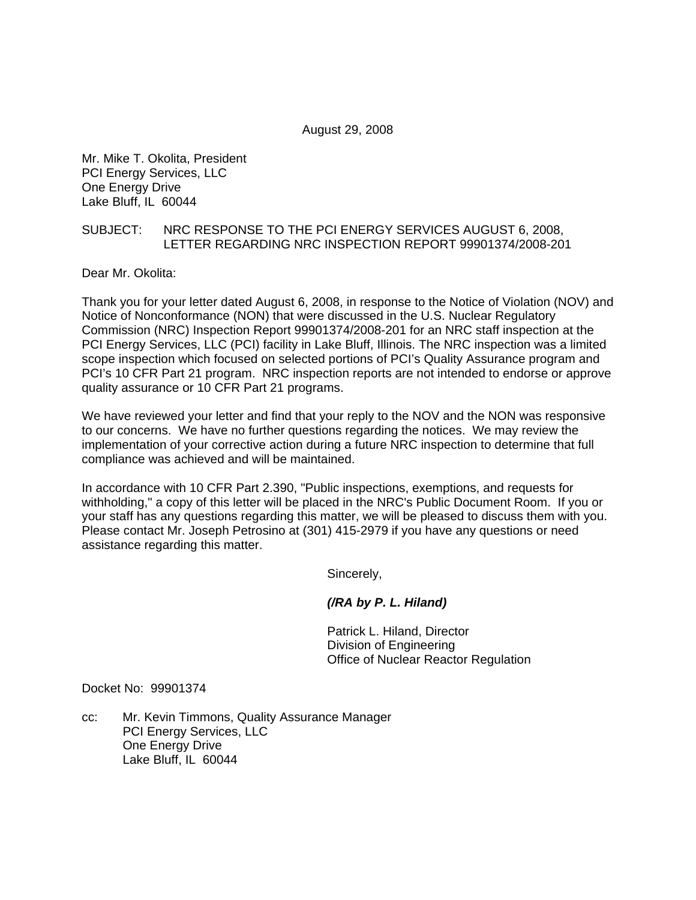August 29, 2008

Mr. Mike T. Okolita, President
PCI Energy Services, LLC
One Energy Drive
Lake Bluff, IL 60044

SUBJECT: NRC RESPONSE TO THE PCI ENERGY SERVICES AUGUST 6, 2008, LETTER REGARDING NRC INSPECTION REPORT 99901374/2008-201

Dear Mr. Okolita:

Thank you for your letter dated August 6, 2008, in response to the Notice of Violation (NOV) and Notice of Nonconformance (NON) that were discussed in the U.S. Nuclear Regulatory Commission (NRC) Inspection Report 99901374/2008-201 for an NRC staff inspection at the PCI Energy Services, LLC (PCI) facility in Lake Bluff, Illinois. The NRC inspection was a limited scope inspection which focused on selected portions of PCI's Quality Assurance program and PCI's 10 CFR Part 21 program. NRC inspection reports are not intended to endorse or approve quality assurance or 10 CFR Part 21 programs.

We have reviewed your letter and find that your reply to the NOV and the NON was responsive to our concerns. We have no further questions regarding the notices. We may review the implementation of your corrective action during a future NRC inspection to determine that full compliance was achieved and will be maintained.

In accordance with 10 CFR Part 2.390, "Public inspections, exemptions, and requests for withholding," a copy of this letter will be placed in the NRC's Public Document Room. If you or your staff has any questions regarding this matter, we will be pleased to discuss them with you. Please contact Mr. Joseph Petrosino at (301) 415-2979 if you have any questions or need assistance regarding this matter.

Sincerely,

***(/RA by P. L. Hiland)***

Patrick L. Hiland, Director
Division of Engineering
Office of Nuclear Reactor Regulation

Docket No: 99901374

cc: Mr. Kevin Timmons, Quality Assurance Manager
PCI Energy Services, LLC
One Energy Drive
Lake Bluff, IL 60044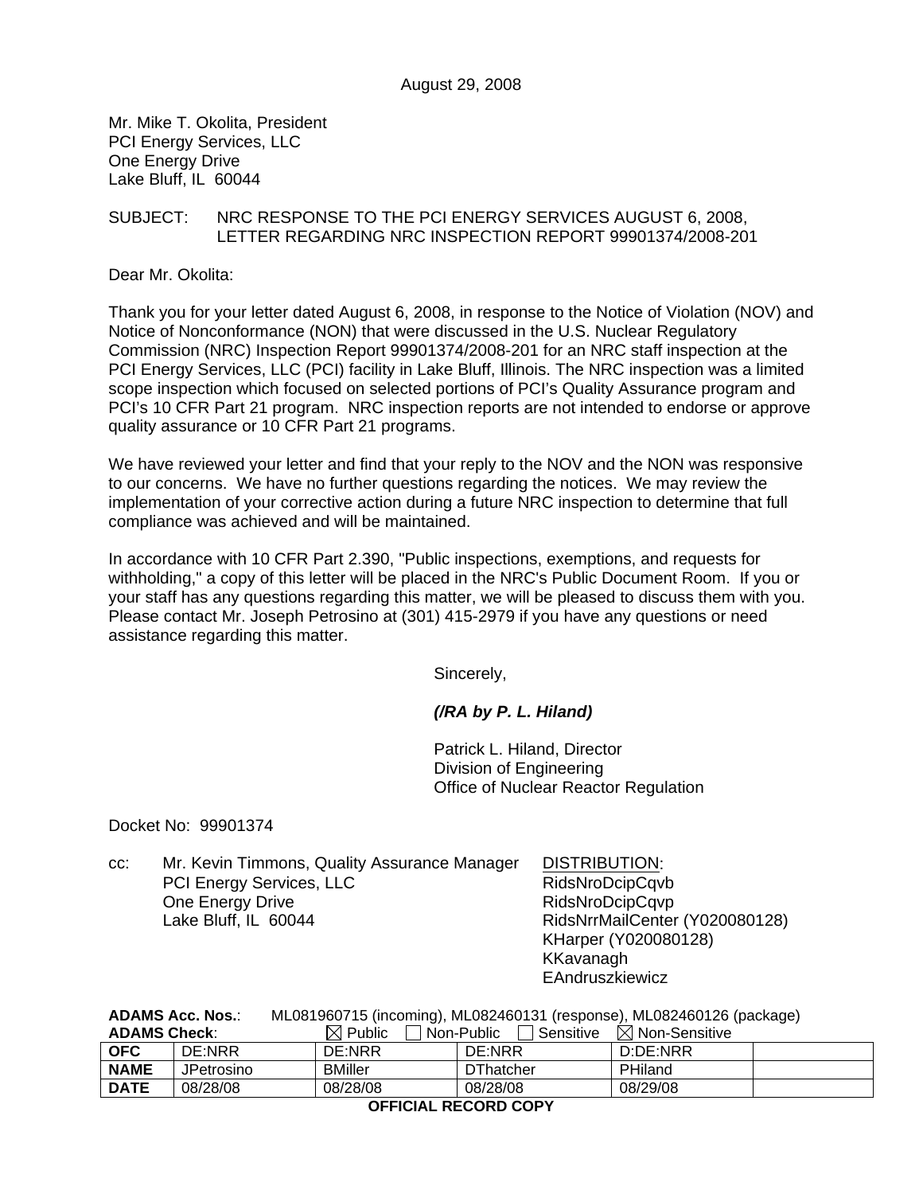August 29, 2008

Mr. Mike T. Okolita, President
PCI Energy Services, LLC
One Energy Drive
Lake Bluff, IL 60044

SUBJECT: NRC RESPONSE TO THE PCI ENERGY SERVICES AUGUST 6, 2008, LETTER REGARDING NRC INSPECTION REPORT 99901374/2008-201

Dear Mr. Okolita:

Thank you for your letter dated August 6, 2008, in response to the Notice of Violation (NOV) and Notice of Nonconformance (NON) that were discussed in the U.S. Nuclear Regulatory Commission (NRC) Inspection Report 99901374/2008-201 for an NRC staff inspection at the PCI Energy Services, LLC (PCI) facility in Lake Bluff, Illinois. The NRC inspection was a limited scope inspection which focused on selected portions of PCI's Quality Assurance program and PCI's 10 CFR Part 21 program. NRC inspection reports are not intended to endorse or approve quality assurance or 10 CFR Part 21 programs.

We have reviewed your letter and find that your reply to the NOV and the NON was responsive to our concerns. We have no further questions regarding the notices. We may review the implementation of your corrective action during a future NRC inspection to determine that full compliance was achieved and will be maintained.

In accordance with 10 CFR Part 2.390, "Public inspections, exemptions, and requests for withholding," a copy of this letter will be placed in the NRC's Public Document Room. If you or your staff has any questions regarding this matter, we will be pleased to discuss them with you. Please contact Mr. Joseph Petrosino at (301) 415-2979 if you have any questions or need assistance regarding this matter.

Sincerely,

***(/RA by P. L. Hiland)***

Patrick L. Hiland, Director
Division of Engineering
Office of Nuclear Reactor Regulation

Docket No: 99901374

cc: Mr. Kevin Timmons, Quality Assurance Manager
PCI Energy Services, LLC
One Energy Drive
Lake Bluff, IL 60044

DISTRIBUTION:
RidsNroDcipCqvb
RidsNroDcipCqvp
RidsNrrMailCenter (Y020080128)
KHarper (Y020080128)
KKavanagh
EAndruszkiewicz

**ADAMS Acc. Nos.**: ML081960715 (incoming), ML082460131 (response), ML082460126 (package)
**ADAMS Check**: ☒ Public ☐ Non-Public ☐ Sensitive ☒ Non-Sensitive

| **OFC** | DE:NRR | DE:NRR | DE:NRR | D:DE:NRR | |
|---|---|---|---|---|---|
| **NAME** | JPetrosino | BMiller | DThatcher | PHiland | |
| **DATE** | 08/28/08 | 08/28/08 | 08/28/08 | 08/29/08 | |

**OFFICIAL RECORD COPY**